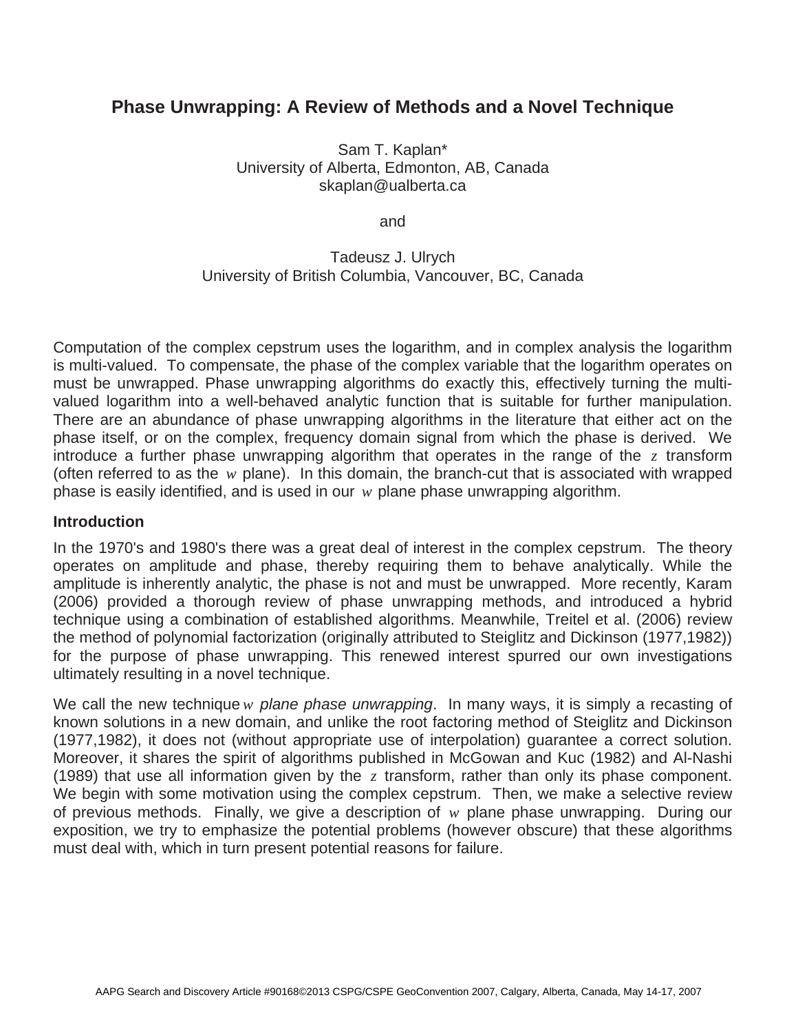# Phase Unwrapping: A Review of Methods and a Novel Technique

Sam T. Kaplan*
University of Alberta, Edmonton, AB, Canada
skaplan@ualberta.ca

and

Tadeusz J. Ulrych
University of British Columbia, Vancouver, BC, Canada

Computation of the complex cepstrum uses the logarithm, and in complex analysis the logarithm is multi-valued. To compensate, the phase of the complex variable that the logarithm operates on must be unwrapped. Phase unwrapping algorithms do exactly this, effectively turning the multi-valued logarithm into a well-behaved analytic function that is suitable for further manipulation. There are an abundance of phase unwrapping algorithms in the literature that either act on the phase itself, or on the complex, frequency domain signal from which the phase is derived. We introduce a further phase unwrapping algorithm that operates in the range of the $z$ transform (often referred to as the $w$ plane). In this domain, the branch-cut that is associated with wrapped phase is easily identified, and is used in our $w$ plane phase unwrapping algorithm.

## Introduction

In the 1970's and 1980's there was a great deal of interest in the complex cepstrum. The theory operates on amplitude and phase, thereby requiring them to behave analytically. While the amplitude is inherently analytic, the phase is not and must be unwrapped. More recently, Karam (2006) provided a thorough review of phase unwrapping methods, and introduced a hybrid technique using a combination of established algorithms. Meanwhile, Treitel et al. (2006) review the method of polynomial factorization (originally attributed to Steiglitz and Dickinson (1977,1982)) for the purpose of phase unwrapping. This renewed interest spurred our own investigations ultimately resulting in a novel technique.

We call the new technique *$w$ plane phase unwrapping*. In many ways, it is simply a recasting of known solutions in a new domain, and unlike the root factoring method of Steiglitz and Dickinson (1977,1982), it does not (without appropriate use of interpolation) guarantee a correct solution. Moreover, it shares the spirit of algorithms published in McGowan and Kuc (1982) and Al-Nashi (1989) that use all information given by the $z$ transform, rather than only its phase component. We begin with some motivation using the complex cepstrum. Then, we make a selective review of previous methods. Finally, we give a description of $w$ plane phase unwrapping. During our exposition, we try to emphasize the potential problems (however obscure) that these algorithms must deal with, which in turn present potential reasons for failure.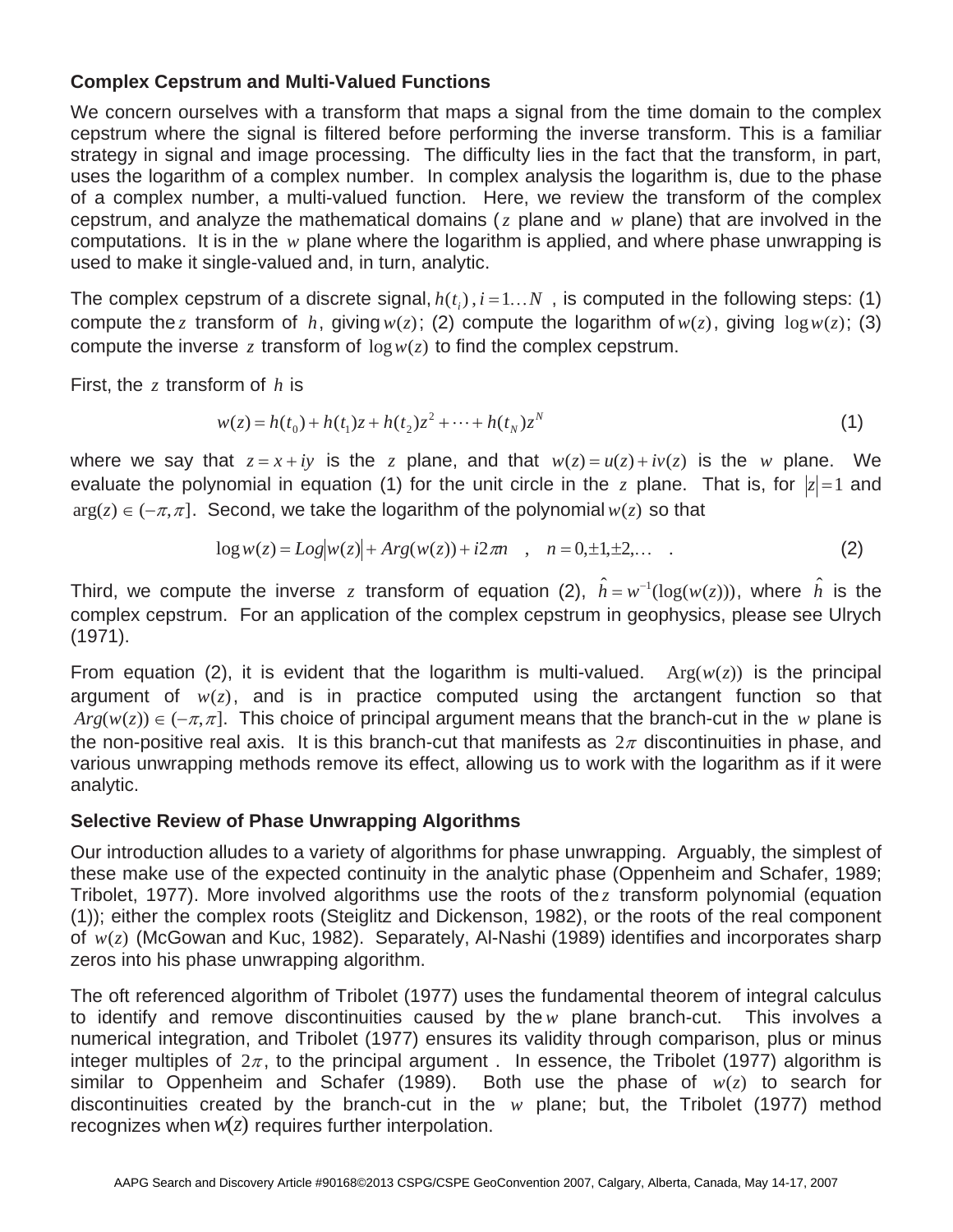### Complex Cepstrum and Multi-Valued Functions

We concern ourselves with a transform that maps a signal from the time domain to the complex cepstrum where the signal is filtered before performing the inverse transform. This is a familiar strategy in signal and image processing. The difficulty lies in the fact that the transform, in part, uses the logarithm of a complex number. In complex analysis the logarithm is, due to the phase of a complex number, a multi-valued function. Here, we review the transform of the complex cepstrum, and analyze the mathematical domains ($z$ plane and $w$ plane) that are involved in the computations. It is in the $w$ plane where the logarithm is applied, and where phase unwrapping is used to make it single-valued and, in turn, analytic.

The complex cepstrum of a discrete signal, $h(t_i), i = 1 \ldots N$ , is computed in the following steps: (1) compute the $z$ transform of $h$, giving $w(z)$; (2) compute the logarithm of $w(z)$, giving $\log w(z)$; (3) compute the inverse $z$ transform of $\log w(z)$ to find the complex cepstrum.

First, the $z$ transform of $h$ is

$$w(z) = h(t_0) + h(t_1)z + h(t_2)z^2 + \cdots + h(t_N)z^N \tag{1}$$

where we say that $z = x + iy$ is the $z$ plane, and that $w(z) = u(z) + iv(z)$ is the $w$ plane. We evaluate the polynomial in equation (1) for the unit circle in the $z$ plane. That is, for $|z| = 1$ and $\arg(z) \in (-\pi, \pi]$. Second, we take the logarithm of the polynomial $w(z)$ so that

$$\log w(z) = Log|w(z)| + Arg(w(z)) + i2\pi n \quad , \quad n = 0, \pm 1, \pm 2, \ldots \quad . \tag{2}$$

Third, we compute the inverse $z$ transform of equation (2), $\hat{h} = w^{-1}(\log(w(z)))$, where $\hat{h}$ is the complex cepstrum. For an application of the complex cepstrum in geophysics, please see Ulrych (1971).

From equation (2), it is evident that the logarithm is multi-valued. $\mathrm{Arg}(w(z))$ is the principal argument of $w(z)$, and is in practice computed using the arctangent function so that $Arg(w(z)) \in (-\pi, \pi]$. This choice of principal argument means that the branch-cut in the $w$ plane is the non-positive real axis. It is this branch-cut that manifests as $2\pi$ discontinuities in phase, and various unwrapping methods remove its effect, allowing us to work with the logarithm as if it were analytic.

### Selective Review of Phase Unwrapping Algorithms

Our introduction alludes to a variety of algorithms for phase unwrapping. Arguably, the simplest of these make use of the expected continuity in the analytic phase (Oppenheim and Schafer, 1989; Tribolet, 1977). More involved algorithms use the roots of the $z$ transform polynomial (equation (1)); either the complex roots (Steiglitz and Dickenson, 1982), or the roots of the real component of $w(z)$ (McGowan and Kuc, 1982). Separately, Al-Nashi (1989) identifies and incorporates sharp zeros into his phase unwrapping algorithm.

The oft referenced algorithm of Tribolet (1977) uses the fundamental theorem of integral calculus to identify and remove discontinuities caused by the $w$ plane branch-cut. This involves a numerical integration, and Tribolet (1977) ensures its validity through comparison, plus or minus integer multiples of $2\pi$, to the principal argument . In essence, the Tribolet (1977) algorithm is similar to Oppenheim and Schafer (1989). Both use the phase of $w(z)$ to search for discontinuities created by the branch-cut in the $w$ plane; but, the Tribolet (1977) method recognizes when $w(z)$ requires further interpolation.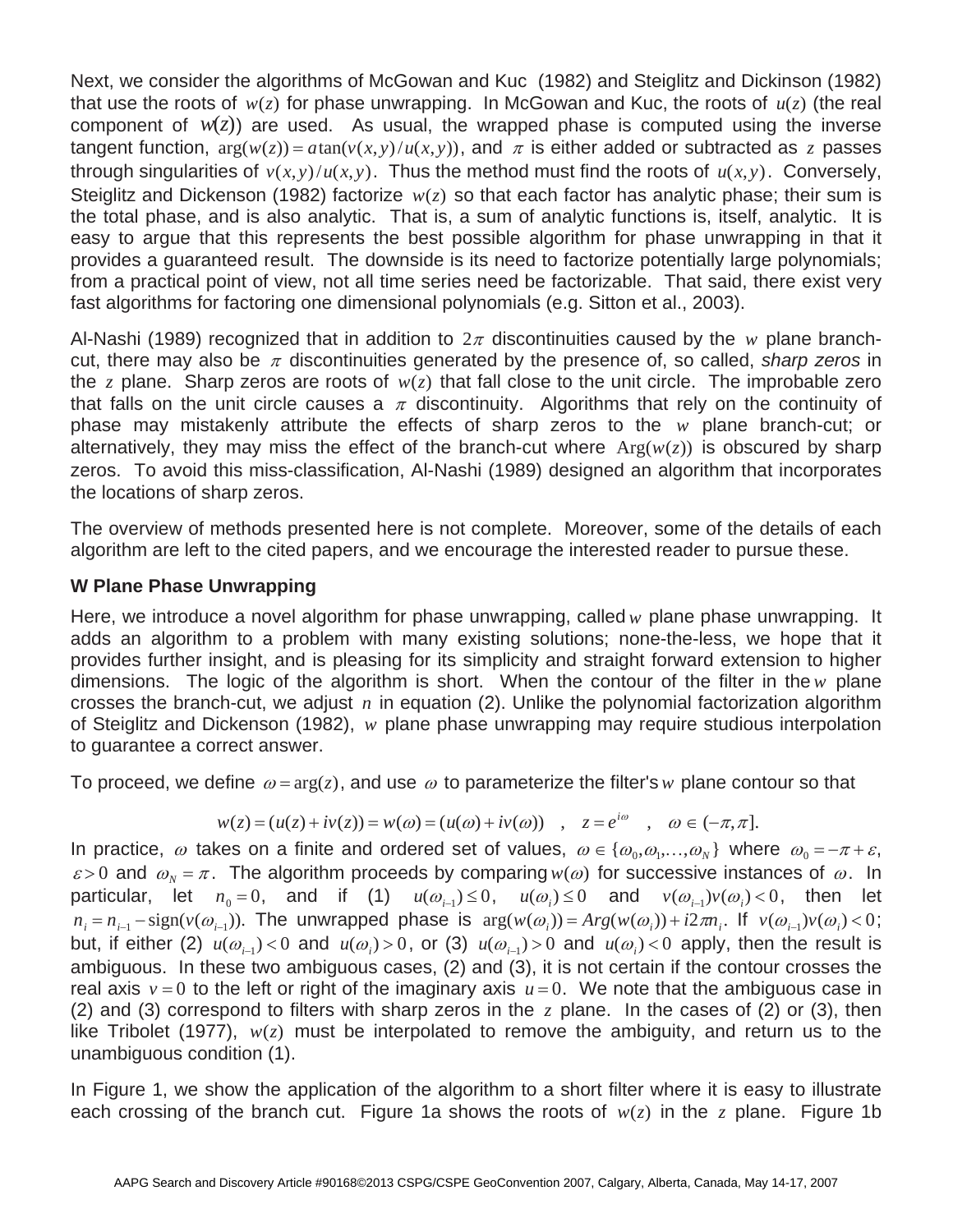Next, we consider the algorithms of McGowan and Kuc (1982) and Steiglitz and Dickinson (1982) that use the roots of $w(z)$ for phase unwrapping. In McGowan and Kuc, the roots of $u(z)$ (the real component of $w(z)$) are used. As usual, the wrapped phase is computed using the inverse tangent function, $\arg(w(z)) = a\tan(v(x,y)/u(x,y))$, and $\pi$ is either added or subtracted as $z$ passes through singularities of $v(x,y)/u(x,y)$. Thus the method must find the roots of $u(x,y)$. Conversely, Steiglitz and Dickenson (1982) factorize $w(z)$ so that each factor has analytic phase; their sum is the total phase, and is also analytic. That is, a sum of analytic functions is, itself, analytic. It is easy to argue that this represents the best possible algorithm for phase unwrapping in that it provides a guaranteed result. The downside is its need to factorize potentially large polynomials; from a practical point of view, not all time series need be factorizable. That said, there exist very fast algorithms for factoring one dimensional polynomials (e.g. Sitton et al., 2003).

Al-Nashi (1989) recognized that in addition to $2\pi$ discontinuities caused by the $w$ plane branch-cut, there may also be $\pi$ discontinuities generated by the presence of, so called, *sharp zeros* in the $z$ plane. Sharp zeros are roots of $w(z)$ that fall close to the unit circle. The improbable zero that falls on the unit circle causes a $\pi$ discontinuity. Algorithms that rely on the continuity of phase may mistakenly attribute the effects of sharp zeros to the $w$ plane branch-cut; or alternatively, they may miss the effect of the branch-cut where $\mathrm{Arg}(w(z))$ is obscured by sharp zeros. To avoid this miss-classification, Al-Nashi (1989) designed an algorithm that incorporates the locations of sharp zeros.

The overview of methods presented here is not complete. Moreover, some of the details of each algorithm are left to the cited papers, and we encourage the interested reader to pursue these.

**W Plane Phase Unwrapping**

Here, we introduce a novel algorithm for phase unwrapping, called $w$ plane phase unwrapping. It adds an algorithm to a problem with many existing solutions; none-the-less, we hope that it provides further insight, and is pleasing for its simplicity and straight forward extension to higher dimensions. The logic of the algorithm is short. When the contour of the filter in the $w$ plane crosses the branch-cut, we adjust $n$ in equation (2). Unlike the polynomial factorization algorithm of Steiglitz and Dickenson (1982), $w$ plane phase unwrapping may require studious interpolation to guarantee a correct answer.

To proceed, we define $\omega = \arg(z)$, and use $\omega$ to parameterize the filter's $w$ plane contour so that

$$w(z) = (u(z) + iv(z)) = w(\omega) = (u(\omega) + iv(\omega)) \quad , \quad z = e^{i\omega} \quad , \quad \omega \in (-\pi, \pi].$$

In practice, $\omega$ takes on a finite and ordered set of values, $\omega \in \{\omega_0, \omega_1, \ldots, \omega_N\}$ where $\omega_0 = -\pi + \varepsilon$, $\varepsilon > 0$ and $\omega_N = \pi$. The algorithm proceeds by comparing $w(\omega)$ for successive instances of $\omega$. In particular, let $n_0 = 0$, and if (1) $u(\omega_{i-1}) \le 0$, $u(\omega_i) \le 0$ and $v(\omega_{i-1})v(\omega_i) < 0$, then let $n_i = n_{i-1} - \mathrm{sign}(v(\omega_{i-1}))$. The unwrapped phase is $\arg(w(\omega_i)) = Arg(w(\omega_i)) + i2\pi n_i$. If $v(\omega_{i-1})v(\omega_i) < 0$; but, if either (2) $u(\omega_{i-1}) < 0$ and $u(\omega_i) > 0$, or (3) $u(\omega_{i-1}) > 0$ and $u(\omega_i) < 0$ apply, then the result is ambiguous. In these two ambiguous cases, (2) and (3), it is not certain if the contour crosses the real axis $v = 0$ to the left or right of the imaginary axis $u = 0$. We note that the ambiguous case in (2) and (3) correspond to filters with sharp zeros in the $z$ plane. In the cases of (2) or (3), then like Tribolet (1977), $w(z)$ must be interpolated to remove the ambiguity, and return us to the unambiguous condition (1).

In Figure 1, we show the application of the algorithm to a short filter where it is easy to illustrate each crossing of the branch cut. Figure 1a shows the roots of $w(z)$ in the $z$ plane. Figure 1b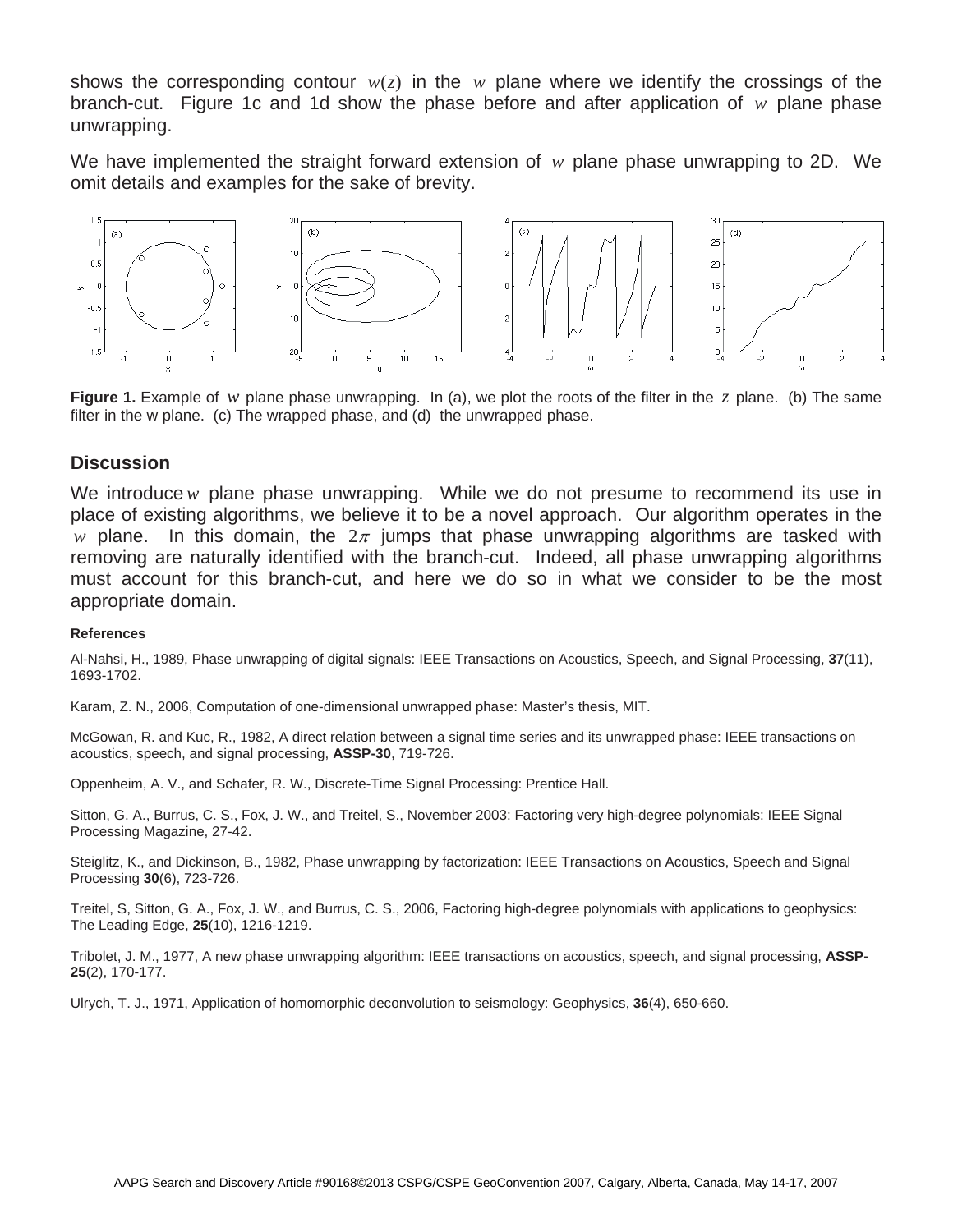shows the corresponding contour $w(z)$ in the $w$ plane where we identify the crossings of the branch-cut. Figure 1c and 1d show the phase before and after application of $w$ plane phase unwrapping.

We have implemented the straight forward extension of $w$ plane phase unwrapping to 2D. We omit details and examples for the sake of brevity.

(a)
1.5
1
0.5
0
-0.5
-1
-1.5
y
-1 0 1
x

(b)
20
10
0
-10
-20
v
-5 0 5 10 15
u

(c)
4
2
0
-2
-4
-4 -2 0 2 4
ω

(d)
30
25
20
15
10
5
0
-4 -2 0 2 4
ω

**Figure 1.** Example of $w$ plane phase unwrapping. In (a), we plot the roots of the filter in the $z$ plane. (b) The same filter in the w plane. (c) The wrapped phase, and (d) the unwrapped phase.

## Discussion

We introduce $w$ plane phase unwrapping. While we do not presume to recommend its use in place of existing algorithms, we believe it to be a novel approach. Our algorithm operates in the $w$ plane. In this domain, the $2\pi$ jumps that phase unwrapping algorithms are tasked with removing are naturally identified with the branch-cut. Indeed, all phase unwrapping algorithms must account for this branch-cut, and here we do so in what we consider to be the most appropriate domain.

#### References

Al-Nahsi, H., 1989, Phase unwrapping of digital signals: IEEE Transactions on Acoustics, Speech, and Signal Processing, **37**(11), 1693-1702.

Karam, Z. N., 2006, Computation of one-dimensional unwrapped phase: Master's thesis, MIT.

McGowan, R. and Kuc, R., 1982, A direct relation between a signal time series and its unwrapped phase: IEEE transactions on acoustics, speech, and signal processing, **ASSP-30**, 719-726.

Oppenheim, A. V., and Schafer, R. W., Discrete-Time Signal Processing: Prentice Hall.

Sitton, G. A., Burrus, C. S., Fox, J. W., and Treitel, S., November 2003: Factoring very high-degree polynomials: IEEE Signal Processing Magazine, 27-42.

Steiglitz, K., and Dickinson, B., 1982, Phase unwrapping by factorization: IEEE Transactions on Acoustics, Speech and Signal Processing **30**(6), 723-726.

Treitel, S, Sitton, G. A., Fox, J. W., and Burrus, C. S., 2006, Factoring high-degree polynomials with applications to geophysics: The Leading Edge, **25**(10), 1216-1219.

Tribolet, J. M., 1977, A new phase unwrapping algorithm: IEEE transactions on acoustics, speech, and signal processing, **ASSP-25**(2), 170-177.

Ulrych, T. J., 1971, Application of homomorphic deconvolution to seismology: Geophysics, **36**(4), 650-660.